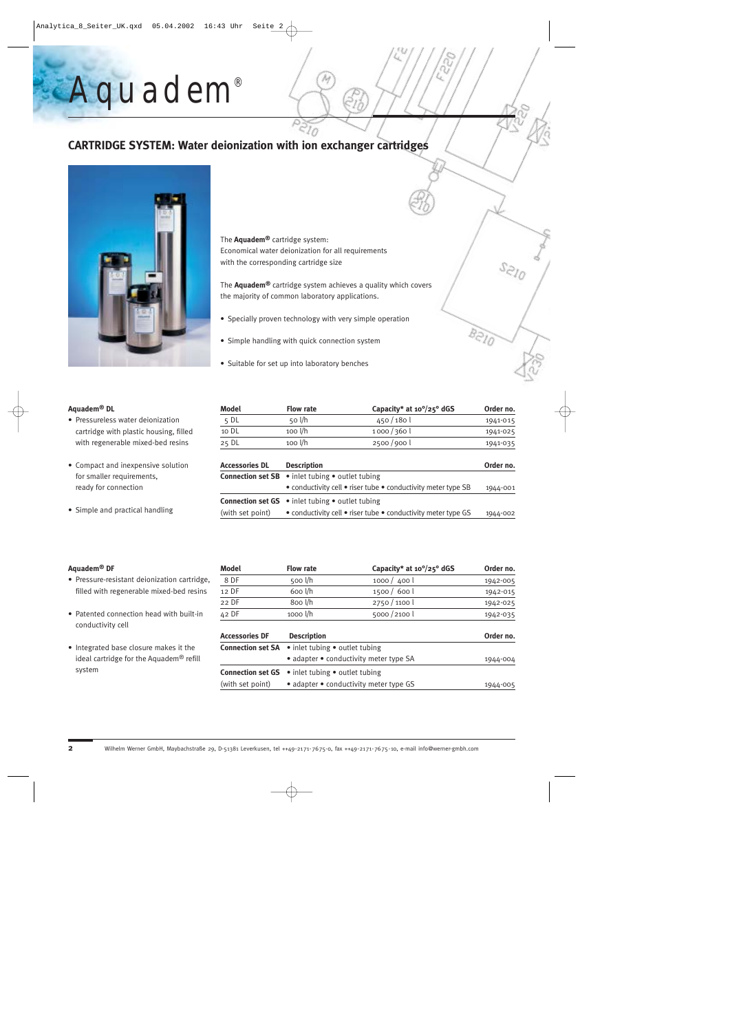# Aquadem®

## CARTRIDGE SYSTEM: Water deionization with ion exchanger cartridges

The **Aquadem®** cartridge system:
Economical water deionization for all requirements with the corresponding cartridge size

The **Aquadem®** cartridge system achieves a quality which covers the majority of common laboratory applications.

- Specially proven technology with very simple operation
- Simple handling with quick connection system
- Suitable for set up into laboratory benches

### Aquadem® DL

- Pressureless water deionization cartridge with plastic housing, filled with regenerable mixed-bed resins
- Compact and inexpensive solution for smaller requirements, ready for connection
- Simple and practical handling

| Model | Flow rate | Capacity* at 10°/25° dGS | Order no. |
|---|---|---|---|
| 5 DL | 50 l/h | 450 / 180 l | 1941-015 |
| 10 DL | 100 l/h | 1000 / 360 l | 1941-025 |
| 25 DL | 100 l/h | 2500 / 900 l | 1941-035 |

| Accessories DL | Description | Order no. |
|---|---|---|
| **Connection set SB** | • inlet tubing • outlet tubing • conductivity cell • riser tube • conductivity meter type SB | 1944-001 |
| **Connection set GS** (with set point) | • inlet tubing • outlet tubing • conductivity cell • riser tube • conductivity meter type GS | 1944-002 |

### Aquadem® DF

- Pressure-resistant deionization cartridge, filled with regenerable mixed-bed resins
- Patented connection head with built-in conductivity cell
- Integrated base closure makes it the ideal cartridge for the Aquadem® refill system

| Model | Flow rate | Capacity* at 10°/25° dGS | Order no. |
|---|---|---|---|
| 8 DF | 500 l/h | 1000 / 400 l | 1942-005 |
| 12 DF | 600 l/h | 1500 / 600 l | 1942-015 |
| 22 DF | 800 l/h | 2750 / 1100 l | 1942-025 |
| 42 DF | 1000 l/h | 5000 / 2100 l | 1942-035 |

| Accessories DF | Description | Order no. |
|---|---|---|
| **Connection set SA** | • inlet tubing • outlet tubing • adapter • conductivity meter type SA | 1944-004 |
| **Connection set GS** (with set point) | • inlet tubing • outlet tubing • adapter • conductivity meter type GS | 1944-005 |

Wilhelm Werner GmbH, Maybachstraße 29, D-51381 Leverkusen, tel ++49-2171-7675-0, fax ++49-2171-7675-10, e-mail info@werner-gmbh.com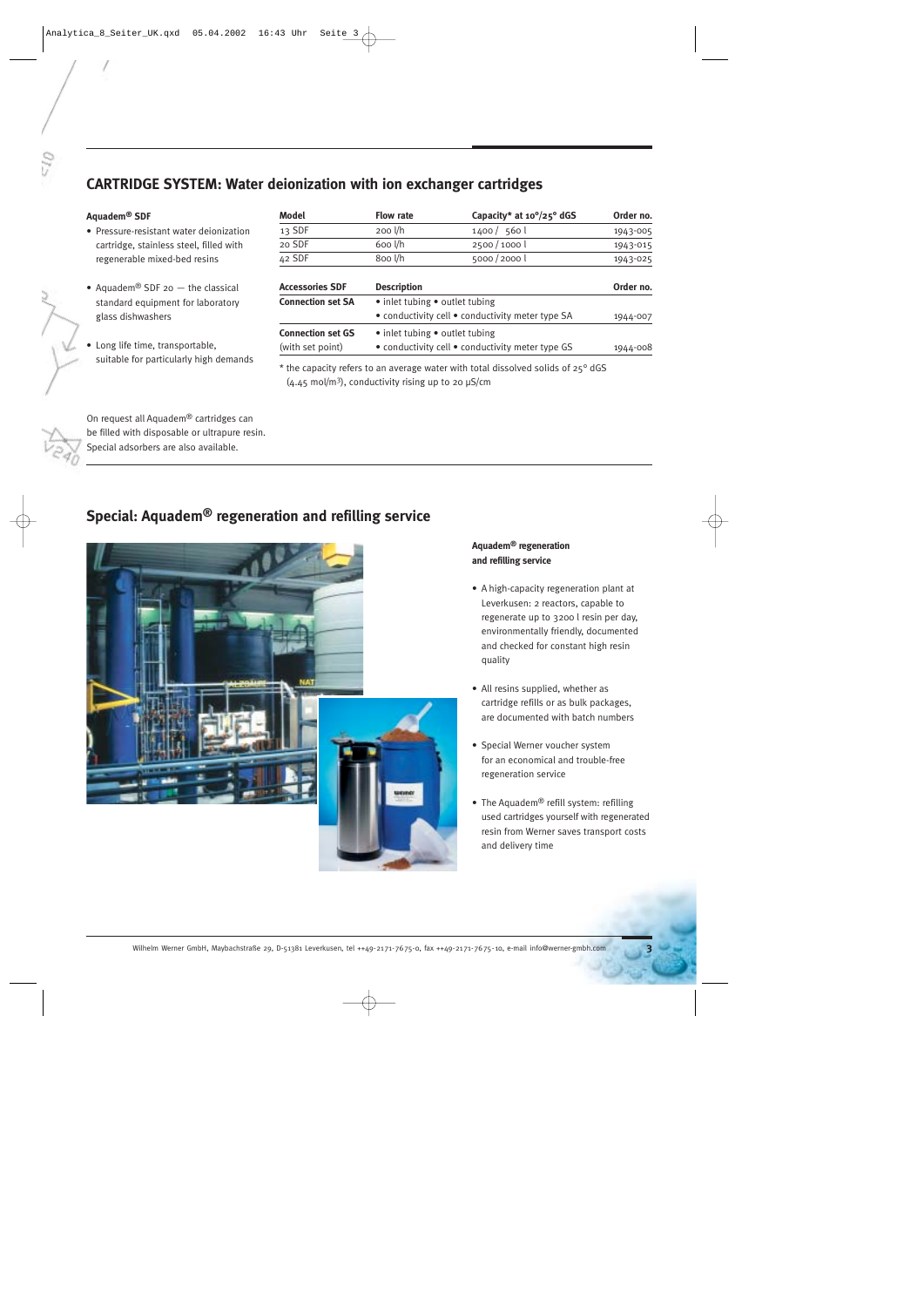## CARTRIDGE SYSTEM: Water deionization with ion exchanger cartridges

**Aquadem® SDF**

- Pressure-resistant water deionization cartridge, stainless steel, filled with regenerable mixed-bed resins
- Aquadem® SDF 20 — the classical standard equipment for laboratory glass dishwashers
- Long life time, transportable, suitable for particularly high demands

| Model | Flow rate | Capacity* at 10°/25° dGS | Order no. |
|---|---|---|---|
| 13 SDF | 200 l/h | 1400 / 560 l | 1943-005 |
| 20 SDF | 600 l/h | 2500 / 1000 l | 1943-015 |
| 42 SDF | 800 l/h | 5000 / 2000 l | 1943-025 |

| Accessories SDF | Description | Order no. |
|---|---|---|
| **Connection set SA** | • inlet tubing • outlet tubing<br>• conductivity cell • conductivity meter type SA | 1944-007 |
| **Connection set GS** (with set point) | • inlet tubing • outlet tubing<br>• conductivity cell • conductivity meter type GS | 1944-008 |

* the capacity refers to an average water with total dissolved solids of 25° dGS (4.45 mol/m³), conductivity rising up to 20 µS/cm

On request all Aquadem® cartridges can be filled with disposable or ultrapure resin. Special adsorbers are also available.

## Special: Aquadem® regeneration and refilling service

**Aquadem® regeneration and refilling service**

- A high-capacity regeneration plant at Leverkusen: 2 reactors, capable to regenerate up to 3200 l resin per day, environmentally friendly, documented and checked for constant high resin quality
- All resins supplied, whether as cartridge refills or as bulk packages, are documented with batch numbers
- Special Werner voucher system for an economical and trouble-free regeneration service
- The Aquadem® refill system: refilling used cartridges yourself with regenerated resin from Werner saves transport costs and delivery time

Wilhelm Werner GmbH, Maybachstraße 29, D-51381 Leverkusen, tel ++49-2171-7675-0, fax ++49-2171-7675-10, e-mail info@werner-gmbh.com